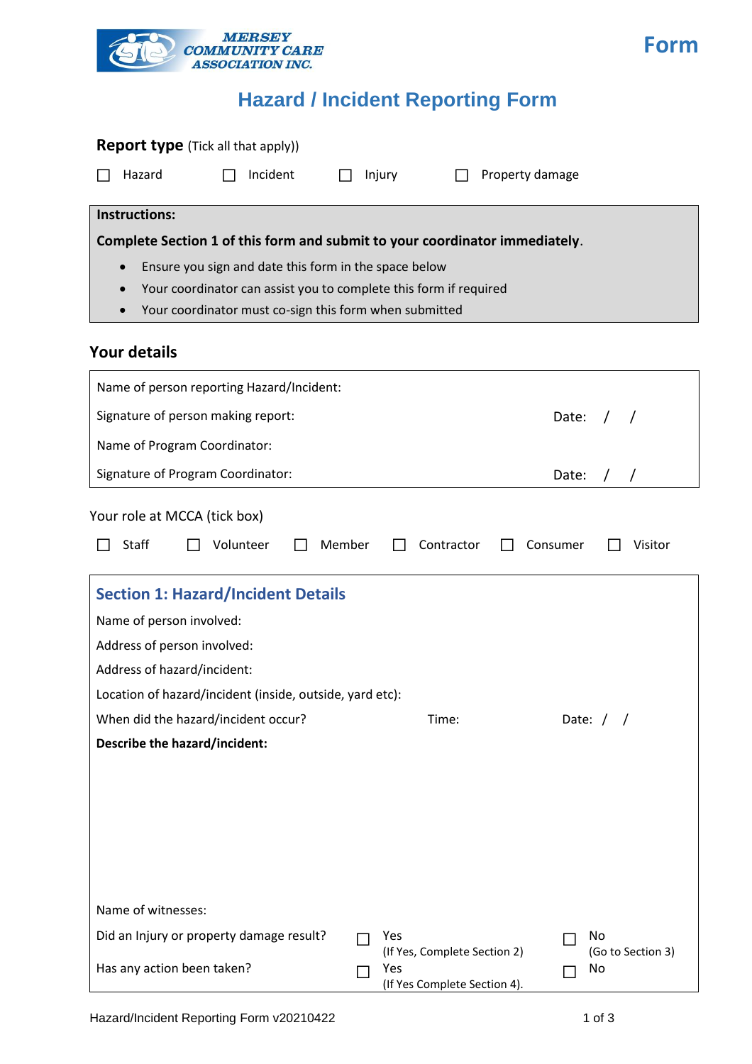MERSEY COMMUNITY CARE ASSOCIATION INC.

**Form**

# Hazard / Incident Reporting Form

**Report type** (Tick all that apply))

☐ Hazard ☐ Incident ☐ Injury ☐ Property damage

**Instructions:**

**Complete Section 1 of this form and submit to your coordinator immediately**.

- Ensure you sign and date this form in the space below
- Your coordinator can assist you to complete this form if required
- Your coordinator must co-sign this form when submitted

## Your details

Name of person reporting Hazard/Incident:

Signature of person making report: Date: / /

Name of Program Coordinator:

Signature of Program Coordinator: Date: / /

Your role at MCCA (tick box)

☐ Staff ☐ Volunteer ☐ Member ☐ Contractor ☐ Consumer ☐ Visitor

## Section 1: Hazard/Incident Details

Name of person involved:

Address of person involved:

Address of hazard/incident:

Location of hazard/incident (inside, outside, yard etc):

When did the hazard/incident occur? Time: Date: / /

**Describe the hazard/incident:**

Name of witnesses:

Did an Injury or property damage result? ☐ Yes (If Yes, Complete Section 2) ☐ No (Go to Section 3)

Has any action been taken? ☐ Yes (If Yes Complete Section 4). ☐ No

Hazard/Incident Reporting Form v20210422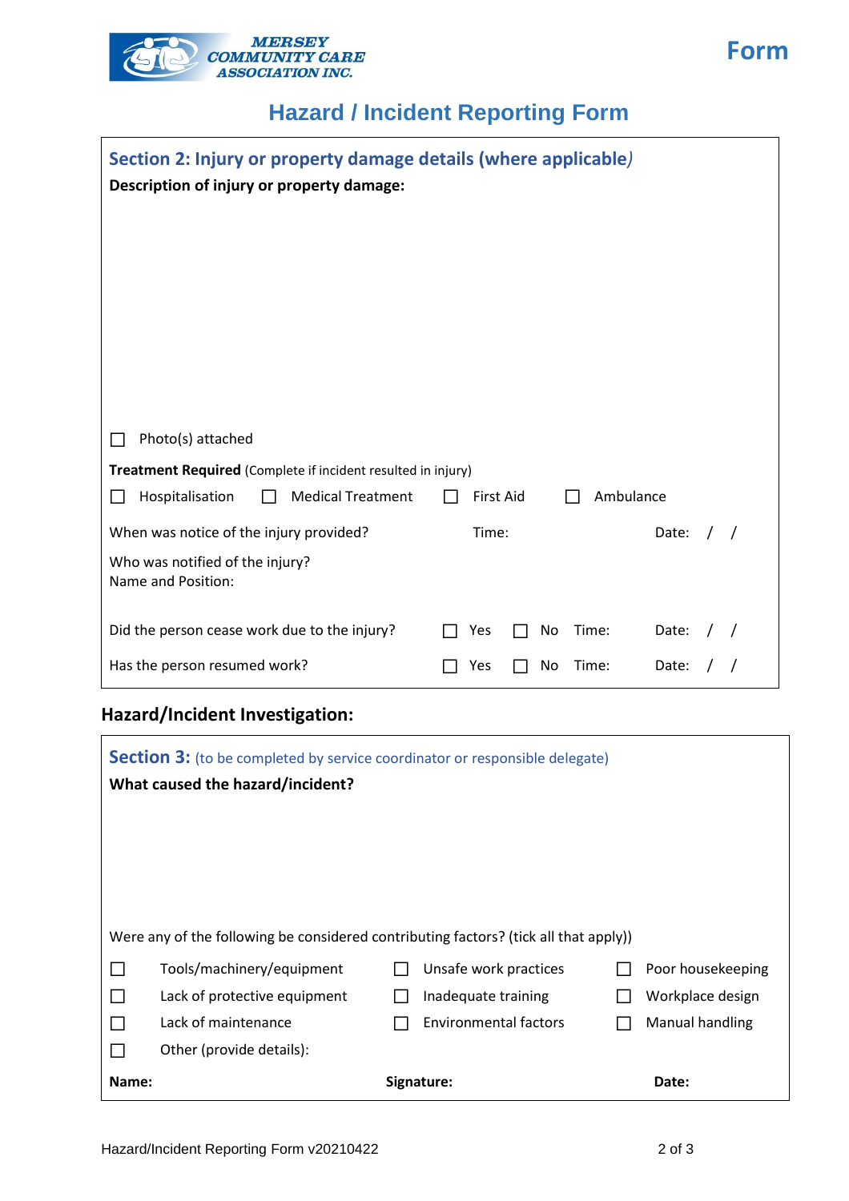MERSEY COMMUNITY CARE ASSOCIATION INC.

Form

# Hazard / Incident Reporting Form

## Section 2: Injury or property damage details (where applicable)

**Description of injury or property damage:**

☐ Photo(s) attached

**Treatment Required** (Complete if incident resulted in injury)

☐ Hospitalisation ☐ Medical Treatment ☐ First Aid ☐ Ambulance

When was notice of the injury provided? Time: Date: / /

Who was notified of the injury?
Name and Position:

Did the person cease work due to the injury? ☐ Yes ☐ No Time: Date: / /

Has the person resumed work? ☐ Yes ☐ No Time: Date: / /

## Hazard/Incident Investigation:

### Section 3: (to be completed by service coordinator or responsible delegate)

**What caused the hazard/incident?**

Were any of the following be considered contributing factors? (tick all that apply))

| | | |
|---|---|---|
| ☐ Tools/machinery/equipment | ☐ Unsafe work practices | ☐ Poor housekeeping |
| ☐ Lack of protective equipment | ☐ Inadequate training | ☐ Workplace design |
| ☐ Lack of maintenance | ☐ Environmental factors | ☐ Manual handling |
| ☐ Other (provide details): | | |

**Name:** **Signature:** **Date:**

Hazard/Incident Reporting Form v20210422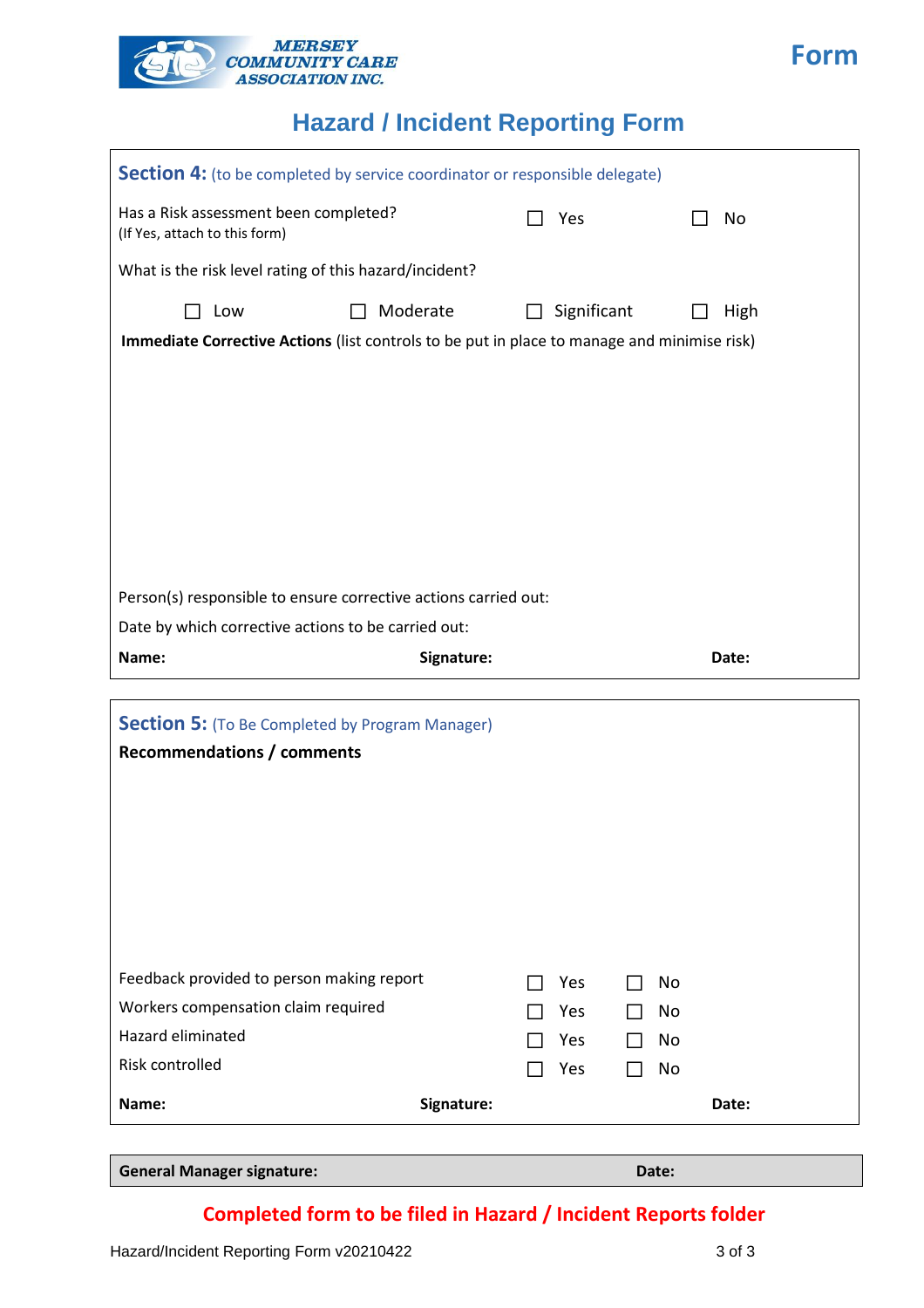MERSEY COMMUNITY CARE ASSOCIATION INC.

**Form**

# Hazard / Incident Reporting Form

## Section 4: (to be completed by service coordinator or responsible delegate)

Has a Risk assessment been completed? (If Yes, attach to this form) ☐ Yes ☐ No

What is the risk level rating of this hazard/incident?

☐ Low ☐ Moderate ☐ Significant ☐ High

**Immediate Corrective Actions** (list controls to be put in place to manage and minimise risk)

Person(s) responsible to ensure corrective actions carried out:

Date by which corrective actions to be carried out:

**Name:** **Signature:** **Date:**

## Section 5: (To Be Completed by Program Manager)

**Recommendations / comments**

| | | |
|---|---|---|
| Feedback provided to person making report | ☐ Yes | ☐ No |
| Workers compensation claim required | ☐ Yes | ☐ No |
| Hazard eliminated | ☐ Yes | ☐ No |
| Risk controlled | ☐ Yes | ☐ No |

**Name:** **Signature:** **Date:**

**General Manager signature:** **Date:**

**Completed form to be filed in Hazard / Incident Reports folder**

Hazard/Incident Reporting Form v20210422